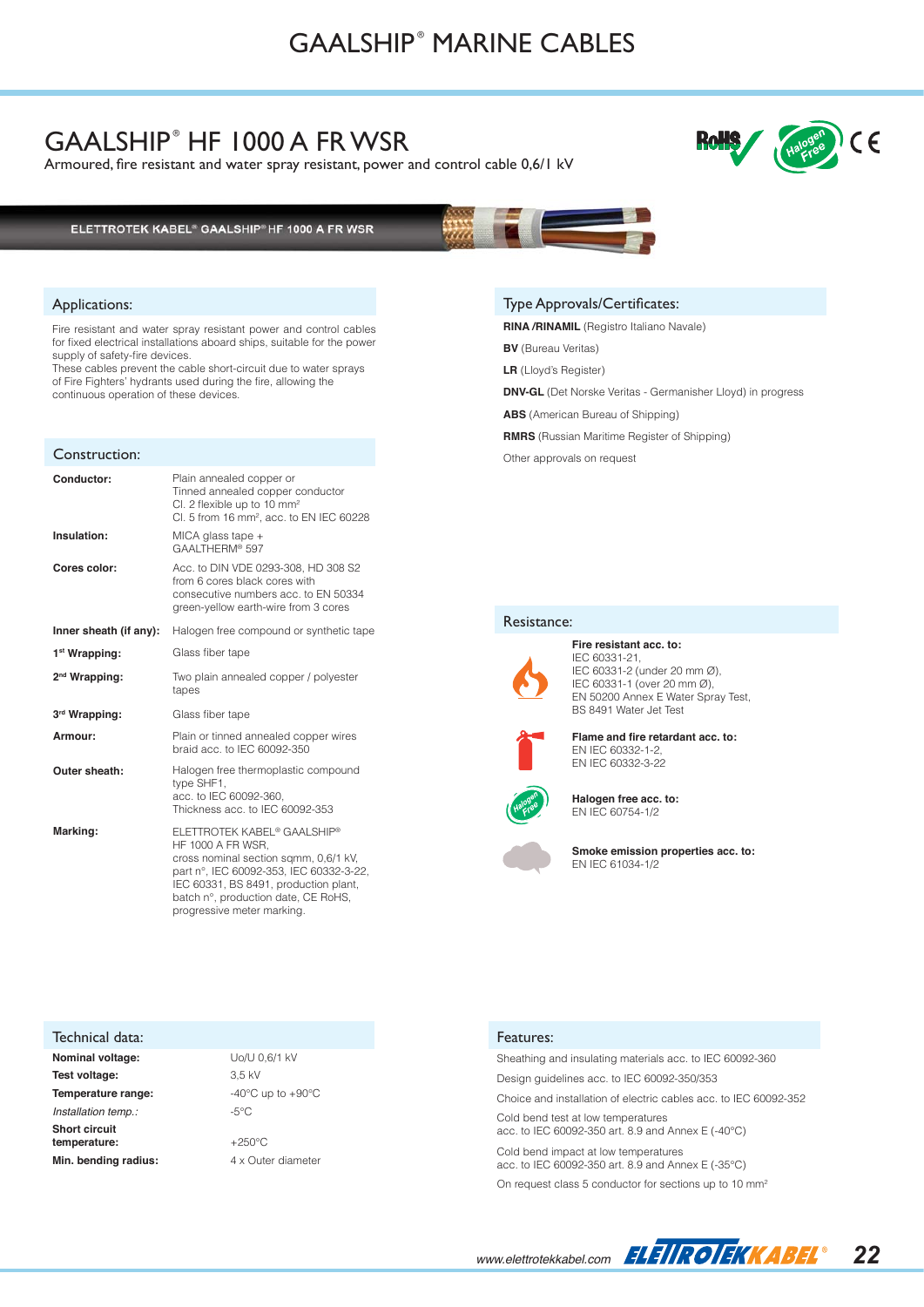# GAALSHIP® HF 1000 A FR WSR

Armoured, fire resistant and water spray resistant, power and control cable 0,6/1 kV

ELETTROTEK KABEL® GAALSHIP® HF 1000 A FR WSR

## Applications:

Fire resistant and water spray resistant power and control cables for fixed electrical installations aboard ships, suitable for the power supply of safety-fire devices.
These cables prevent the cable short-circuit due to water sprays of Fire Fighters' hydrants used during the fire, allowing the continuous operation of these devices.

## Construction:

| | |
|---|---|
| **Conductor:** | Plain annealed copper or Tinned annealed copper conductor Cl. 2 flexible up to 10 mm² Cl. 5 from 16 mm², acc. to EN IEC 60228 |
| **Insulation:** | MICA glass tape + GAALTHERM® 597 |
| **Cores color:** | Acc. to DIN VDE 0293-308, HD 308 S2 from 6 cores black cores with consecutive numbers acc. to EN 50334 green-yellow earth-wire from 3 cores |
| **Inner sheath (if any):** | Halogen free compound or synthetic tape |
| **1st Wrapping:** | Glass fiber tape |
| **2nd Wrapping:** | Two plain annealed copper / polyester tapes |
| **3rd Wrapping:** | Glass fiber tape |
| **Armour:** | Plain or tinned annealed copper wires braid acc. to IEC 60092-350 |
| **Outer sheath:** | Halogen free thermoplastic compound type SHF1, acc. to IEC 60092-360, Thickness acc. to IEC 60092-353 |
| **Marking:** | ELETTROTEK KABEL® GAALSHIP® HF 1000 A FR WSR, cross nominal section sqmm, 0,6/1 kV, part n°, IEC 60092-353, IEC 60332-3-22, IEC 60331, BS 8491, production plant, batch n°, production date, CE RoHS, progressive meter marking. |

## Type Approvals/Certificates:

**RINA /RINAMIL** (Registro Italiano Navale)

**BV** (Bureau Veritas)

**LR** (Lloyd's Register)

**DNV-GL** (Det Norske Veritas - Germanisher Lloyd) in progress

**ABS** (American Bureau of Shipping)

**RMRS** (Russian Maritime Register of Shipping)

Other approvals on request

## Resistance:

**Fire resistant acc. to:**
IEC 60331-21,
IEC 60331-2 (under 20 mm Ø),
IEC 60331-1 (over 20 mm Ø),
EN 50200 Annex E Water Spray Test,
BS 8491 Water Jet Test

**Flame and fire retardant acc. to:**
EN IEC 60332-1-2,
EN IEC 60332-3-22

**Halogen free acc. to:**
EN IEC 60754-1/2

**Smoke emission properties acc. to:**
EN IEC 61034-1/2

## Technical data:

| | |
|---|---|
| **Nominal voltage:** | Uo/U 0,6/1 kV |
| **Test voltage:** | 3,5 kV |
| **Temperature range:** | -40°C up to +90°C |
| *Installation temp.:* | -5°C |
| **Short circuit temperature:** | +250°C |
| **Min. bending radius:** | 4 x Outer diameter |

## Features:

Sheathing and insulating materials acc. to IEC 60092-360

Design guidelines acc. to IEC 60092-350/353

Choice and installation of electric cables acc. to IEC 60092-352

Cold bend test at low temperatures
acc. to IEC 60092-350 art. 8.9 and Annex E (-40°C)

Cold bend impact at low temperatures
acc. to IEC 60092-350 art. 8.9 and Annex E (-35°C)

On request class 5 conductor for sections up to 10 mm²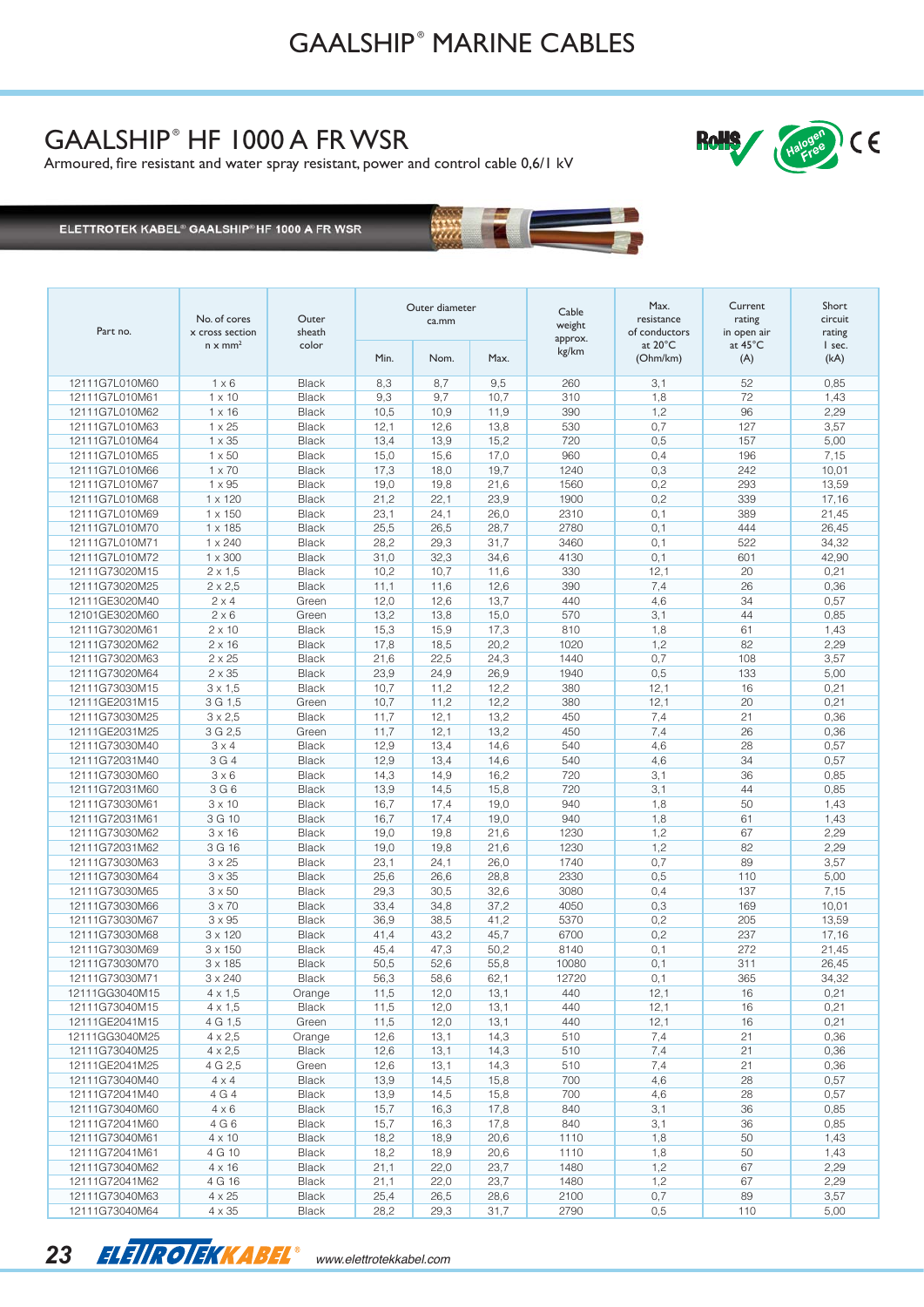## GAALSHIP® HF 1000 A FR WSR

Armoured, fire resistant and water spray resistant, power and control cable 0,6/1 kV

ELETTROTEK KABEL® GAALSHIP® HF 1000 A FR WSR

| Part no. | No. of cores x cross section n x mm² | Outer sheath color | Outer diameter ca.mm | | | Cable weight approx. kg/km | Max. resistance of conductors at 20°C (Ohm/km) | Current rating in open air at 45°C (A) | Short circuit rating I sec. (kA) |
|---|---|---|---|---|---|---|---|---|---|
| | | | Min. | Nom. | Max. | | | | |
| 12111G7L010M60 | 1 x 6 | Black | 8,3 | 8,7 | 9,5 | 260 | 3,1 | 52 | 0,85 |
| 12111G7L010M61 | 1 x 10 | Black | 9,3 | 9,7 | 10,7 | 310 | 1,8 | 72 | 1,43 |
| 12111G7L010M62 | 1 x 16 | Black | 10,5 | 10,9 | 11,9 | 390 | 1,2 | 96 | 2,29 |
| 12111G7L010M63 | 1 x 25 | Black | 12,1 | 12,6 | 13,8 | 530 | 0,7 | 127 | 3,57 |
| 12111G7L010M64 | 1 x 35 | Black | 13,4 | 13,9 | 15,2 | 720 | 0,5 | 157 | 5,00 |
| 12111G7L010M65 | 1 x 50 | Black | 15,0 | 15,6 | 17,0 | 960 | 0,4 | 196 | 7,15 |
| 12111G7L010M66 | 1 x 70 | Black | 17,3 | 18,0 | 19,7 | 1240 | 0,3 | 242 | 10,01 |
| 12111G7L010M67 | 1 x 95 | Black | 19,0 | 19,8 | 21,6 | 1560 | 0,2 | 293 | 13,59 |
| 12111G7L010M68 | 1 x 120 | Black | 21,2 | 22,1 | 23,9 | 1900 | 0,2 | 339 | 17,16 |
| 12111G7L010M69 | 1 x 150 | Black | 23,1 | 24,1 | 26,0 | 2310 | 0,1 | 389 | 21,45 |
| 12111G7L010M70 | 1 x 185 | Black | 25,5 | 26,5 | 28,7 | 2780 | 0,1 | 444 | 26,45 |
| 12111G7L010M71 | 1 x 240 | Black | 28,2 | 29,3 | 31,7 | 3460 | 0,1 | 522 | 34,32 |
| 12111G7L010M72 | 1 x 300 | Black | 31,0 | 32,3 | 34,6 | 4130 | 0,1 | 601 | 42,90 |
| 12111G73020M15 | 2 x 1,5 | Black | 10,2 | 10,7 | 11,6 | 330 | 12,1 | 20 | 0,21 |
| 12111G73020M25 | 2 x 2,5 | Black | 11,1 | 11,6 | 12,6 | 390 | 7,4 | 26 | 0,36 |
| 12111GE3020M40 | 2 x 4 | Green | 12,0 | 12,6 | 13,7 | 440 | 4,6 | 34 | 0,57 |
| 12101GE3020M60 | 2 x 6 | Green | 13,2 | 13,8 | 15,0 | 570 | 3,1 | 44 | 0,85 |
| 12111G73020M61 | 2 x 10 | Black | 15,3 | 15,9 | 17,3 | 810 | 1,8 | 61 | 1,43 |
| 12111G73020M62 | 2 x 16 | Black | 17,8 | 18,5 | 20,2 | 1020 | 1,2 | 82 | 2,29 |
| 12111G73020M63 | 2 x 25 | Black | 21,6 | 22,5 | 24,3 | 1440 | 0,7 | 108 | 3,57 |
| 12111G73020M64 | 2 x 35 | Black | 23,9 | 24,9 | 26,9 | 1940 | 0,5 | 133 | 5,00 |
| 12111G73030M15 | 3 x 1,5 | Black | 10,7 | 11,2 | 12,2 | 380 | 12,1 | 16 | 0,21 |
| 12111GE2031M15 | 3 G 1,5 | Green | 10,7 | 11,2 | 12,2 | 380 | 12,1 | 20 | 0,21 |
| 12111G73030M25 | 3 x 2,5 | Black | 11,7 | 12,1 | 13,2 | 450 | 7,4 | 21 | 0,36 |
| 12111GE2031M25 | 3 G 2,5 | Green | 11,7 | 12,1 | 13,2 | 450 | 7,4 | 26 | 0,36 |
| 12111G73030M40 | 3 x 4 | Black | 12,9 | 13,4 | 14,6 | 540 | 4,6 | 28 | 0,57 |
| 12111G72031M40 | 3 G 4 | Black | 12,9 | 13,4 | 14,6 | 540 | 4,6 | 34 | 0,57 |
| 12111G73030M60 | 3 x 6 | Black | 14,3 | 14,9 | 16,2 | 720 | 3,1 | 36 | 0,85 |
| 12111G72031M60 | 3 G 6 | Black | 13,9 | 14,5 | 15,8 | 720 | 3,1 | 44 | 0,85 |
| 12111G73030M61 | 3 x 10 | Black | 16,7 | 17,4 | 19,0 | 940 | 1,8 | 50 | 1,43 |
| 12111G72031M61 | 3 G 10 | Black | 16,7 | 17,4 | 19,0 | 940 | 1,8 | 61 | 1,43 |
| 12111G73030M62 | 3 x 16 | Black | 19,0 | 19,8 | 21,6 | 1230 | 1,2 | 67 | 2,29 |
| 12111G72031M62 | 3 G 16 | Black | 19,0 | 19,8 | 21,6 | 1230 | 1,2 | 82 | 2,29 |
| 12111G73030M63 | 3 x 25 | Black | 23,1 | 24,1 | 26,0 | 1740 | 0,7 | 89 | 3,57 |
| 12111G73030M64 | 3 x 35 | Black | 25,6 | 26,6 | 28,8 | 2330 | 0,5 | 110 | 5,00 |
| 12111G73030M65 | 3 x 50 | Black | 29,3 | 30,5 | 32,6 | 3080 | 0,4 | 137 | 7,15 |
| 12111G73030M66 | 3 x 70 | Black | 33,4 | 34,8 | 37,2 | 4050 | 0,3 | 169 | 10,01 |
| 12111G73030M67 | 3 x 95 | Black | 36,9 | 38,5 | 41,2 | 5370 | 0,2 | 205 | 13,59 |
| 12111G73030M68 | 3 x 120 | Black | 41,4 | 43,2 | 45,7 | 6700 | 0,2 | 237 | 17,16 |
| 12111G73030M69 | 3 x 150 | Black | 45,4 | 47,3 | 50,2 | 8140 | 0,1 | 272 | 21,45 |
| 12111G73030M70 | 3 x 185 | Black | 50,5 | 52,6 | 55,8 | 10080 | 0,1 | 311 | 26,45 |
| 12111G73030M71 | 3 x 240 | Black | 56,3 | 58,6 | 62,1 | 12720 | 0,1 | 365 | 34,32 |
| 12111GG3040M15 | 4 x 1,5 | Orange | 11,5 | 12,0 | 13,1 | 440 | 12,1 | 16 | 0,21 |
| 12111G73040M15 | 4 x 1,5 | Black | 11,5 | 12,0 | 13,1 | 440 | 12,1 | 16 | 0,21 |
| 12111GE2041M15 | 4 G 1,5 | Green | 11,5 | 12,0 | 13,1 | 440 | 12,1 | 16 | 0,21 |
| 12111GG3040M25 | 4 x 2,5 | Orange | 12,6 | 13,1 | 14,3 | 510 | 7,4 | 21 | 0,36 |
| 12111G73040M25 | 4 x 2,5 | Black | 12,6 | 13,1 | 14,3 | 510 | 7,4 | 21 | 0,36 |
| 12111GE2041M25 | 4 G 2,5 | Green | 12,6 | 13,1 | 14,3 | 510 | 7,4 | 21 | 0,36 |
| 12111G73040M40 | 4 x 4 | Black | 13,9 | 14,5 | 15,8 | 700 | 4,6 | 28 | 0,57 |
| 12111G72041M40 | 4 G 4 | Black | 13,9 | 14,5 | 15,8 | 700 | 4,6 | 28 | 0,57 |
| 12111G73040M60 | 4 x 6 | Black | 15,7 | 16,3 | 17,8 | 840 | 3,1 | 36 | 0,85 |
| 12111G72041M60 | 4 G 6 | Black | 15,7 | 16,3 | 17,8 | 840 | 3,1 | 36 | 0,85 |
| 12111G73040M61 | 4 x 10 | Black | 18,2 | 18,9 | 20,6 | 1110 | 1,8 | 50 | 1,43 |
| 12111G72041M61 | 4 G 10 | Black | 18,2 | 18,9 | 20,6 | 1110 | 1,8 | 50 | 1,43 |
| 12111G73040M62 | 4 x 16 | Black | 21,1 | 22,0 | 23,7 | 1480 | 1,2 | 67 | 2,29 |
| 12111G72041M62 | 4 G 16 | Black | 21,1 | 22,0 | 23,7 | 1480 | 1,2 | 67 | 2,29 |
| 12111G73040M63 | 4 x 25 | Black | 25,4 | 26,5 | 28,6 | 2100 | 0,7 | 89 | 3,57 |
| 12111G73040M64 | 4 x 35 | Black | 28,2 | 29,3 | 31,7 | 2790 | 0,5 | 110 | 5,00 |

www.elettrotekkabel.com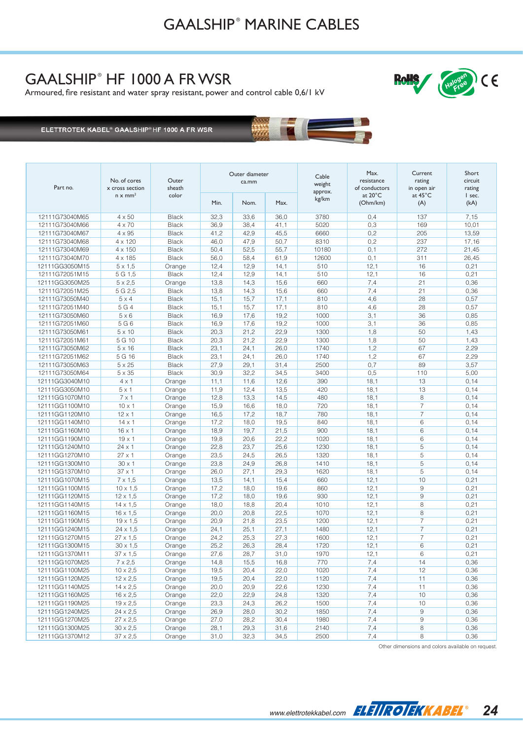# GAALSHIP® MARINE CABLES

## GAALSHIP® HF 1000 A FR WSR

Armoured, fire resistant and water spray resistant, power and control cable 0,6/1 kV

ELETTROTEK KABEL® GAALSHIP® HF 1000 A FR WSR

| Part no. | No. of cores x cross section n x mm² | Outer sheath color | Outer diameter ca.mm | | | Cable weight approx. kg/km | Max. resistance of conductors at 20°C (Ohm/km) | Current rating in open air at 45°C (A) | Short circuit rating I sec. (kA) |
|---|---|---|---|---|---|---|---|---|---|
| | | | Min. | Nom. | Max. | | | | |
| 12111G73040M65 | 4 x 50 | Black | 32,3 | 33,6 | 36,0 | 3780 | 0,4 | 137 | 7,15 |
| 12111G73040M66 | 4 x 70 | Black | 36,9 | 38,4 | 41,1 | 5020 | 0,3 | 169 | 10,01 |
| 12111G73040M67 | 4 x 95 | Black | 41,2 | 42,9 | 45,5 | 6660 | 0,2 | 205 | 13,59 |
| 12111G73040M68 | 4 x 120 | Black | 46,0 | 47,9 | 50,7 | 8310 | 0,2 | 237 | 17,16 |
| 12111G73040M69 | 4 x 150 | Black | 50,4 | 52,5 | 55,7 | 10180 | 0,1 | 272 | 21,45 |
| 12111G73040M70 | 4 x 185 | Black | 56,0 | 58,4 | 61,9 | 12600 | 0,1 | 311 | 26,45 |
| 12111GG3050M15 | 5 x 1,5 | Orange | 12,4 | 12,9 | 14,1 | 510 | 12,1 | 16 | 0,21 |
| 12111G72051M15 | 5 G 1,5 | Black | 12,4 | 12,9 | 14,1 | 510 | 12,1 | 16 | 0,21 |
| 12111GG3050M25 | 5 x 2,5 | Orange | 13,8 | 14,3 | 15,6 | 660 | 7,4 | 21 | 0,36 |
| 12111G72051M25 | 5 G 2,5 | Black | 13,8 | 14,3 | 15,6 | 660 | 7,4 | 21 | 0,36 |
| 12111G73050M40 | 5 x 4 | Black | 15,1 | 15,7 | 17,1 | 810 | 4,6 | 28 | 0,57 |
| 12111G72051M40 | 5 G 4 | Black | 15,1 | 15,7 | 17,1 | 810 | 4,6 | 28 | 0,57 |
| 12111G73050M60 | 5 x 6 | Black | 16,9 | 17,6 | 19,2 | 1000 | 3,1 | 36 | 0,85 |
| 12111G72051M60 | 5 G 6 | Black | 16,9 | 17,6 | 19,2 | 1000 | 3,1 | 36 | 0,85 |
| 12111G73050M61 | 5 x 10 | Black | 20,3 | 21,2 | 22,9 | 1300 | 1,8 | 50 | 1,43 |
| 12111G72051M61 | 5 G 10 | Black | 20,3 | 21,2 | 22,9 | 1300 | 1,8 | 50 | 1,43 |
| 12111G73050M62 | 5 x 16 | Black | 23,1 | 24,1 | 26,0 | 1740 | 1,2 | 67 | 2,29 |
| 12111G72051M62 | 5 G 16 | Black | 23,1 | 24,1 | 26,0 | 1740 | 1,2 | 67 | 2,29 |
| 12111G73050M63 | 5 x 25 | Black | 27,9 | 29,1 | 31,4 | 2500 | 0,7 | 89 | 3,57 |
| 12111G73050M64 | 5 x 35 | Black | 30,9 | 32,2 | 34,5 | 3400 | 0,5 | 110 | 5,00 |
| 12111GG3040M10 | 4 x 1 | Orange | 11,1 | 11,6 | 12,6 | 390 | 18,1 | 13 | 0,14 |
| 12111GG3050M10 | 5 x 1 | Orange | 11,9 | 12,4 | 13,5 | 420 | 18,1 | 13 | 0,14 |
| 12111GG1070M10 | 7 x 1 | Orange | 12,8 | 13,3 | 14,5 | 480 | 18,1 | 8 | 0,14 |
| 12111GG1100M10 | 10 x 1 | Orange | 15,9 | 16,6 | 18,0 | 720 | 18,1 | 7 | 0,14 |
| 12111GG1120M10 | 12 x 1 | Orange | 16,5 | 17,2 | 18,7 | 780 | 18,1 | 7 | 0,14 |
| 12111GG1140M10 | 14 x 1 | Orange | 17,2 | 18,0 | 19,5 | 840 | 18,1 | 6 | 0,14 |
| 12111GG1160M10 | 16 x 1 | Orange | 18,9 | 19,7 | 21,5 | 900 | 18,1 | 6 | 0,14 |
| 12111GG1190M10 | 19 x 1 | Orange | 19,8 | 20,6 | 22,2 | 1020 | 18,1 | 6 | 0,14 |
| 12111GG1240M10 | 24 x 1 | Orange | 22,8 | 23,7 | 25,6 | 1230 | 18,1 | 5 | 0,14 |
| 12111GG1270M10 | 27 x 1 | Orange | 23,5 | 24,5 | 26,5 | 1320 | 18,1 | 5 | 0,14 |
| 12111GG1300M10 | 30 x 1 | Orange | 23,8 | 24,9 | 26,8 | 1410 | 18,1 | 5 | 0,14 |
| 12111GG1370M10 | 37 x 1 | Orange | 26,0 | 27,1 | 29,3 | 1620 | 18,1 | 5 | 0,14 |
| 12111GG1070M15 | 7 x 1,5 | Orange | 13,5 | 14,1 | 15,4 | 660 | 12,1 | 10 | 0,21 |
| 12111GG1100M15 | 10 x 1,5 | Orange | 17,2 | 18,0 | 19,6 | 860 | 12,1 | 9 | 0,21 |
| 12111GG1120M15 | 12 x 1,5 | Orange | 17,2 | 18,0 | 19,6 | 930 | 12,1 | 9 | 0,21 |
| 12111GG1140M15 | 14 x 1,5 | Orange | 18,0 | 18,8 | 20,4 | 1010 | 12,1 | 8 | 0,21 |
| 12111GG1160M15 | 16 x 1,5 | Orange | 20,0 | 20,8 | 22,5 | 1070 | 12,1 | 8 | 0,21 |
| 12111GG1190M15 | 19 x 1,5 | Orange | 20,9 | 21,8 | 23,5 | 1200 | 12,1 | 7 | 0,21 |
| 12111GG1240M15 | 24 x 1,5 | Orange | 24,1 | 25,1 | 27,1 | 1480 | 12,1 | 7 | 0,21 |
| 12111GG1270M15 | 27 x 1,5 | Orange | 24,2 | 25,3 | 27,3 | 1600 | 12,1 | 7 | 0,21 |
| 12111GG1300M15 | 30 x 1,5 | Orange | 25,2 | 26,3 | 28,4 | 1720 | 12,1 | 6 | 0,21 |
| 12111GG1370M11 | 37 x 1,5 | Orange | 27,6 | 28,7 | 31,0 | 1970 | 12,1 | 6 | 0,21 |
| 12111GG1070M25 | 7 x 2,5 | Orange | 14,8 | 15,5 | 16,8 | 770 | 7,4 | 14 | 0,36 |
| 12111GG1100M25 | 10 x 2,5 | Orange | 19,5 | 20,4 | 22,0 | 1020 | 7,4 | 12 | 0,36 |
| 12111GG1120M25 | 12 x 2,5 | Orange | 19,5 | 20,4 | 22,0 | 1120 | 7,4 | 11 | 0,36 |
| 12111GG1140M25 | 14 x 2,5 | Orange | 20,0 | 20,9 | 22,6 | 1230 | 7,4 | 11 | 0,36 |
| 12111GG1160M25 | 16 x 2,5 | Orange | 22,0 | 22,9 | 24,8 | 1320 | 7,4 | 10 | 0,36 |
| 12111GG1190M25 | 19 x 2,5 | Orange | 23,3 | 24,3 | 26,2 | 1500 | 7,4 | 10 | 0,36 |
| 12111GG1240M25 | 24 x 2,5 | Orange | 26,9 | 28,0 | 30,2 | 1850 | 7,4 | 9 | 0,36 |
| 12111GG1270M25 | 27 x 2,5 | Orange | 27,0 | 28,2 | 30,4 | 1980 | 7,4 | 9 | 0,36 |
| 12111GG1300M25 | 30 x 2,5 | Orange | 28,1 | 29,3 | 31,6 | 2140 | 7,4 | 8 | 0,36 |
| 12111GG1370M12 | 37 x 2,5 | Orange | 31,0 | 32,3 | 34,5 | 2500 | 7,4 | 8 | 0,36 |

Other dimensions and colors available on request.

www.elettrotekkabel.com ELETTROTEKKABEL®